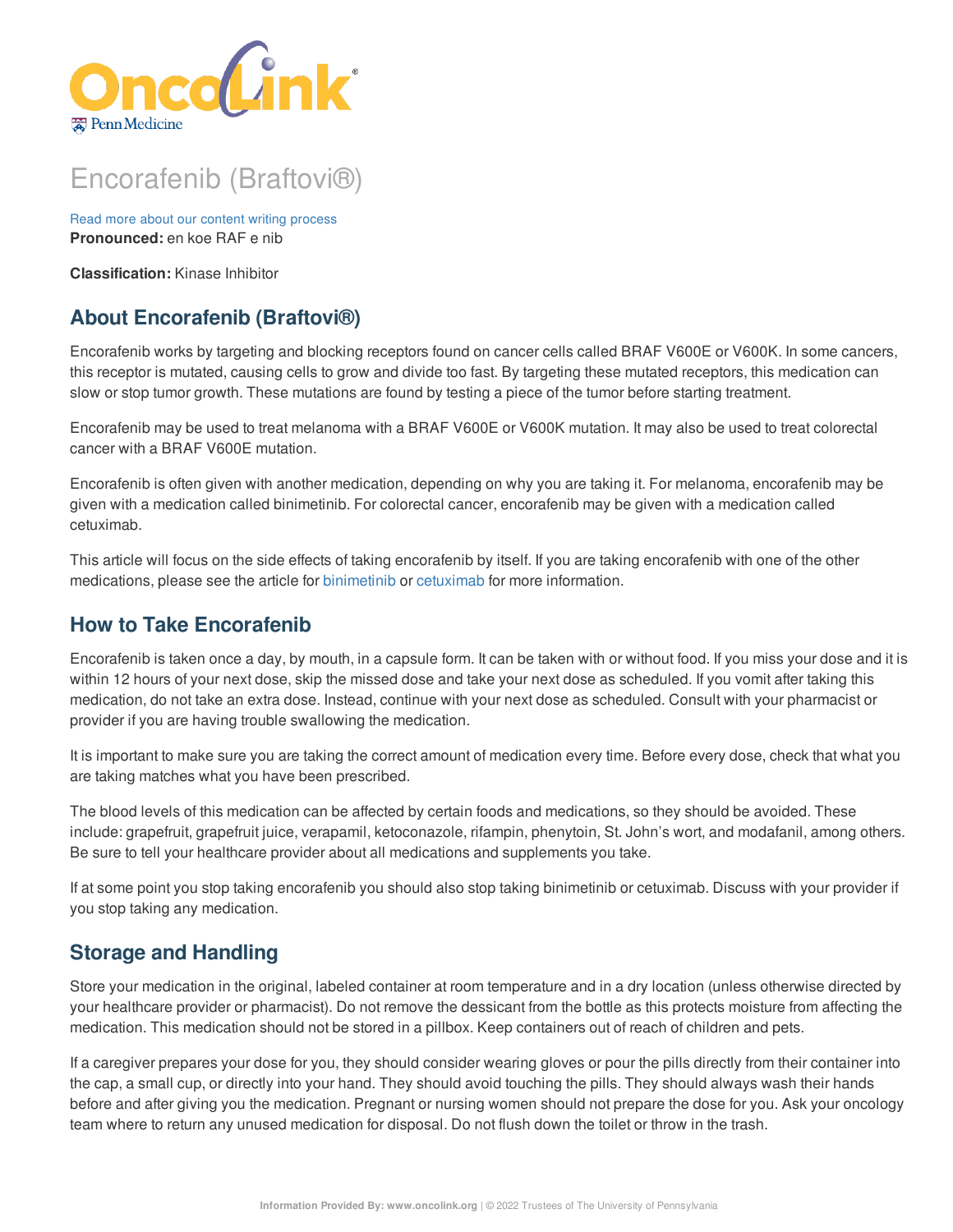# Encorafenib (Braftovi®)

Read more about our content writing process

**Pronounced:** en koe RAF e nib

**Classification:** Kinase Inhibitor

## About Encorafenib (Braftovi®)

Encorafenib works by targeting and blocking receptors found on cancer cells called BRAF V600E or V600K. In some cancers, this receptor is mutated, causing cells to grow and divide too fast. By targeting these mutated receptors, this medication can slow or stop tumor growth. These mutations are found by testing a piece of the tumor before starting treatment.

Encorafenib may be used to treat melanoma with a BRAF V600E or V600K mutation. It may also be used to treat colorectal cancer with a BRAF V600E mutation.

Encorafenib is often given with another medication, depending on why you are taking it. For melanoma, encorafenib may be given with a medication called binimetinib. For colorectal cancer, encorafenib may be given with a medication called cetuximab.

This article will focus on the side effects of taking encorafenib by itself. If you are taking encorafenib with one of the other medications, please see the article for binimetinib or cetuximab for more information.

## How to Take Encorafenib

Encorafenib is taken once a day, by mouth, in a capsule form. It can be taken with or without food. If you miss your dose and it is within 12 hours of your next dose, skip the missed dose and take your next dose as scheduled. If you vomit after taking this medication, do not take an extra dose. Instead, continue with your next dose as scheduled. Consult with your pharmacist or provider if you are having trouble swallowing the medication.

It is important to make sure you are taking the correct amount of medication every time. Before every dose, check that what you are taking matches what you have been prescribed.

The blood levels of this medication can be affected by certain foods and medications, so they should be avoided. These include: grapefruit, grapefruit juice, verapamil, ketoconazole, rifampin, phenytoin, St. John's wort, and modafanil, among others. Be sure to tell your healthcare provider about all medications and supplements you take.

If at some point you stop taking encorafenib you should also stop taking binimetinib or cetuximab. Discuss with your provider if you stop taking any medication.

## Storage and Handling

Store your medication in the original, labeled container at room temperature and in a dry location (unless otherwise directed by your healthcare provider or pharmacist). Do not remove the dessicant from the bottle as this protects moisture from affecting the medication. This medication should not be stored in a pillbox. Keep containers out of reach of children and pets.

If a caregiver prepares your dose for you, they should consider wearing gloves or pour the pills directly from their container into the cap, a small cup, or directly into your hand. They should avoid touching the pills. They should always wash their hands before and after giving you the medication. Pregnant or nursing women should not prepare the dose for you. Ask your oncology team where to return any unused medication for disposal. Do not flush down the toilet or throw in the trash.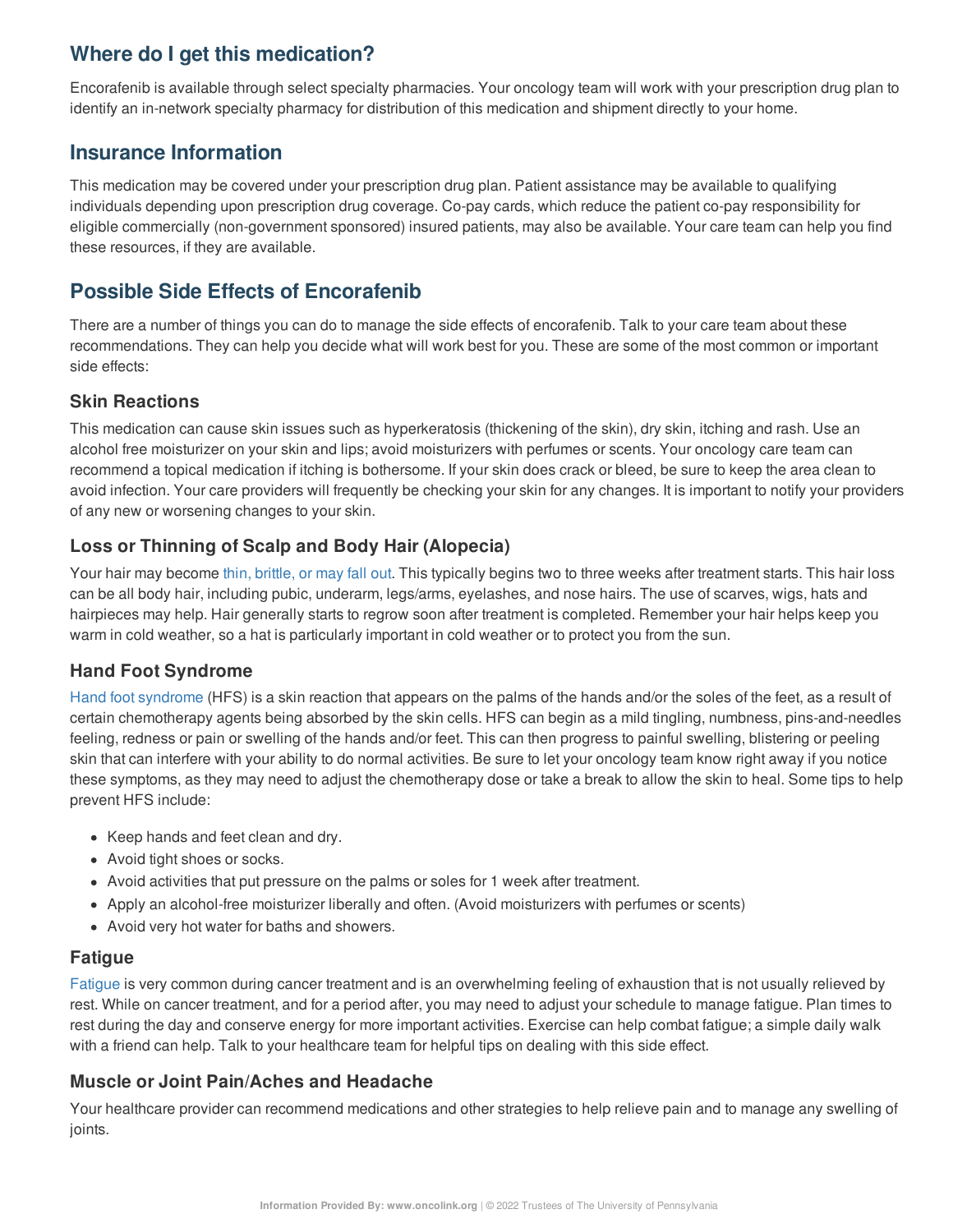## Where do I get this medication?

Encorafenib is available through select specialty pharmacies. Your oncology team will work with your prescription drug plan to identify an in-network specialty pharmacy for distribution of this medication and shipment directly to your home.

## Insurance Information

This medication may be covered under your prescription drug plan. Patient assistance may be available to qualifying individuals depending upon prescription drug coverage. Co-pay cards, which reduce the patient co-pay responsibility for eligible commercially (non-government sponsored) insured patients, may also be available. Your care team can help you find these resources, if they are available.

## Possible Side Effects of Encorafenib

There are a number of things you can do to manage the side effects of encorafenib. Talk to your care team about these recommendations. They can help you decide what will work best for you. These are some of the most common or important side effects:

### Skin Reactions

This medication can cause skin issues such as hyperkeratosis (thickening of the skin), dry skin, itching and rash. Use an alcohol free moisturizer on your skin and lips; avoid moisturizers with perfumes or scents. Your oncology care team can recommend a topical medication if itching is bothersome. If your skin does crack or bleed, be sure to keep the area clean to avoid infection. Your care providers will frequently be checking your skin for any changes. It is important to notify your providers of any new or worsening changes to your skin.

### Loss or Thinning of Scalp and Body Hair (Alopecia)

Your hair may become thin, brittle, or may fall out. This typically begins two to three weeks after treatment starts. This hair loss can be all body hair, including pubic, underarm, legs/arms, eyelashes, and nose hairs. The use of scarves, wigs, hats and hairpieces may help. Hair generally starts to regrow soon after treatment is completed. Remember your hair helps keep you warm in cold weather, so a hat is particularly important in cold weather or to protect you from the sun.

### Hand Foot Syndrome

Hand foot syndrome (HFS) is a skin reaction that appears on the palms of the hands and/or the soles of the feet, as a result of certain chemotherapy agents being absorbed by the skin cells. HFS can begin as a mild tingling, numbness, pins-and-needles feeling, redness or pain or swelling of the hands and/or feet. This can then progress to painful swelling, blistering or peeling skin that can interfere with your ability to do normal activities. Be sure to let your oncology team know right away if you notice these symptoms, as they may need to adjust the chemotherapy dose or take a break to allow the skin to heal. Some tips to help prevent HFS include:

- Keep hands and feet clean and dry.
- Avoid tight shoes or socks.
- Avoid activities that put pressure on the palms or soles for 1 week after treatment.
- Apply an alcohol-free moisturizer liberally and often. (Avoid moisturizers with perfumes or scents)
- Avoid very hot water for baths and showers.

### Fatigue

Fatigue is very common during cancer treatment and is an overwhelming feeling of exhaustion that is not usually relieved by rest. While on cancer treatment, and for a period after, you may need to adjust your schedule to manage fatigue. Plan times to rest during the day and conserve energy for more important activities. Exercise can help combat fatigue; a simple daily walk with a friend can help. Talk to your healthcare team for helpful tips on dealing with this side effect.

### Muscle or Joint Pain/Aches and Headache

Your healthcare provider can recommend medications and other strategies to help relieve pain and to manage any swelling of joints.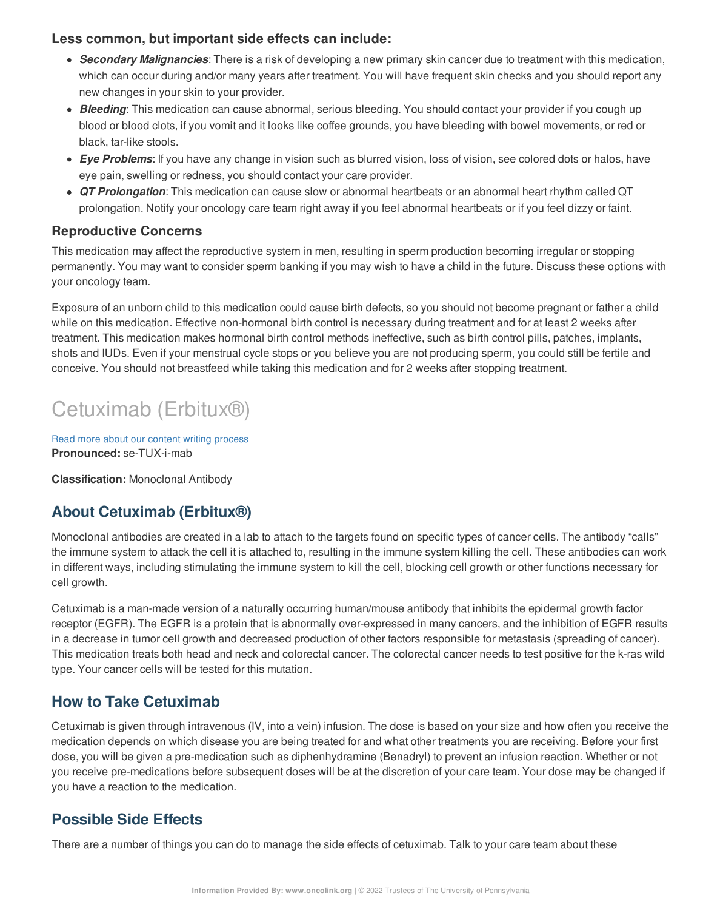### Less common, but important side effects can include:

- ***Secondary Malignancies***: There is a risk of developing a new primary skin cancer due to treatment with this medication, which can occur during and/or many years after treatment. You will have frequent skin checks and you should report any new changes in your skin to your provider.
- ***Bleeding***: This medication can cause abnormal, serious bleeding. You should contact your provider if you cough up blood or blood clots, if you vomit and it looks like coffee grounds, you have bleeding with bowel movements, or red or black, tar-like stools.
- ***Eye Problems***: If you have any change in vision such as blurred vision, loss of vision, see colored dots or halos, have eye pain, swelling or redness, you should contact your care provider.
- ***QT Prolongation***: This medication can cause slow or abnormal heartbeats or an abnormal heart rhythm called QT prolongation. Notify your oncology care team right away if you feel abnormal heartbeats or if you feel dizzy or faint.

### Reproductive Concerns

This medication may affect the reproductive system in men, resulting in sperm production becoming irregular or stopping permanently. You may want to consider sperm banking if you may wish to have a child in the future. Discuss these options with your oncology team.

Exposure of an unborn child to this medication could cause birth defects, so you should not become pregnant or father a child while on this medication. Effective non-hormonal birth control is necessary during treatment and for at least 2 weeks after treatment. This medication makes hormonal birth control methods ineffective, such as birth control pills, patches, implants, shots and IUDs. Even if your menstrual cycle stops or you believe you are not producing sperm, you could still be fertile and conceive. You should not breastfeed while taking this medication and for 2 weeks after stopping treatment.

# Cetuximab (Erbitux®)

Read more about our content writing process

**Pronounced:** se-TUX-i-mab

**Classification:** Monoclonal Antibody

## About Cetuximab (Erbitux®)

Monoclonal antibodies are created in a lab to attach to the targets found on specific types of cancer cells. The antibody "calls" the immune system to attack the cell it is attached to, resulting in the immune system killing the cell. These antibodies can work in different ways, including stimulating the immune system to kill the cell, blocking cell growth or other functions necessary for cell growth.

Cetuximab is a man-made version of a naturally occurring human/mouse antibody that inhibits the epidermal growth factor receptor (EGFR). The EGFR is a protein that is abnormally over-expressed in many cancers, and the inhibition of EGFR results in a decrease in tumor cell growth and decreased production of other factors responsible for metastasis (spreading of cancer). This medication treats both head and neck and colorectal cancer. The colorectal cancer needs to test positive for the k-ras wild type. Your cancer cells will be tested for this mutation.

## How to Take Cetuximab

Cetuximab is given through intravenous (IV, into a vein) infusion. The dose is based on your size and how often you receive the medication depends on which disease you are being treated for and what other treatments you are receiving. Before your first dose, you will be given a pre-medication such as diphenhydramine (Benadryl) to prevent an infusion reaction. Whether or not you receive pre-medications before subsequent doses will be at the discretion of your care team. Your dose may be changed if you have a reaction to the medication.

## Possible Side Effects

There are a number of things you can do to manage the side effects of cetuximab. Talk to your care team about these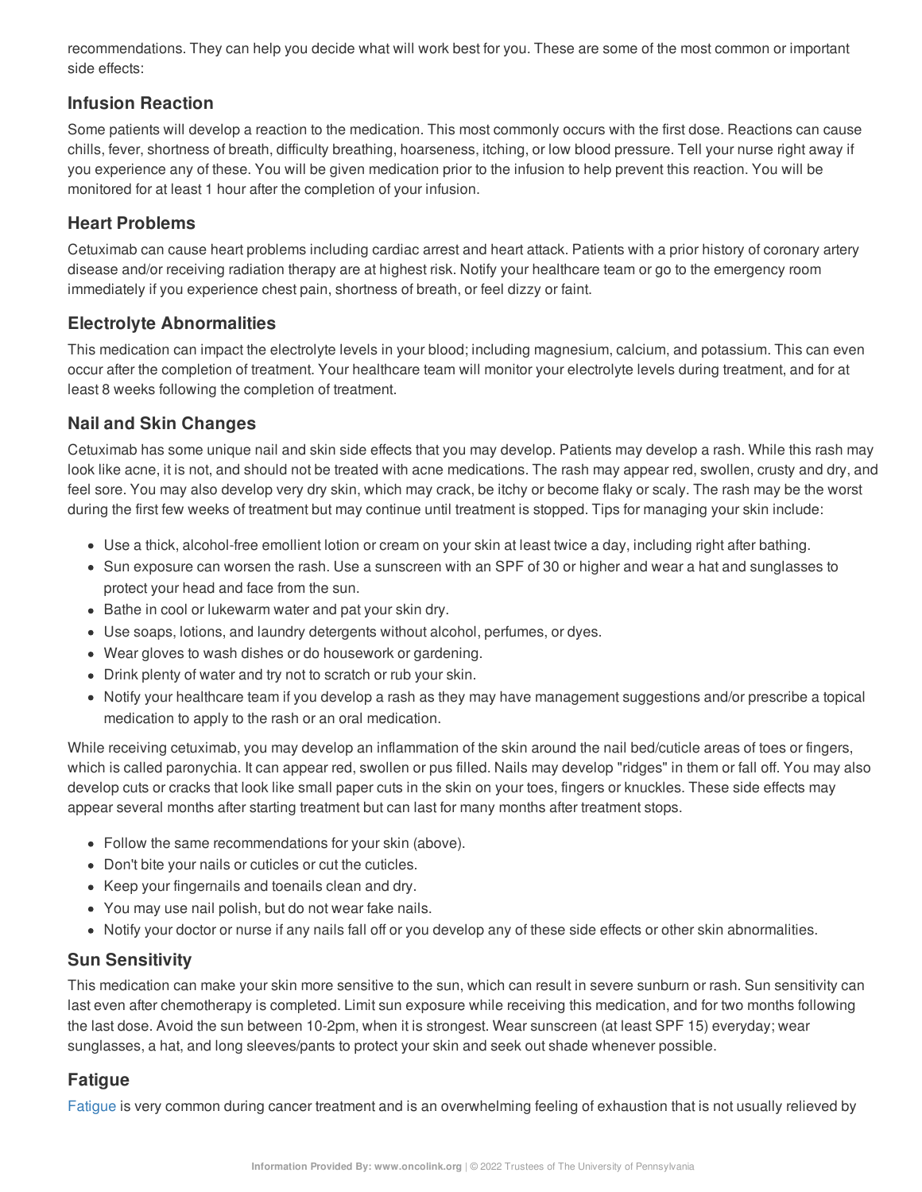recommendations. They can help you decide what will work best for you. These are some of the most common or important side effects:

### Infusion Reaction

Some patients will develop a reaction to the medication. This most commonly occurs with the first dose. Reactions can cause chills, fever, shortness of breath, difficulty breathing, hoarseness, itching, or low blood pressure. Tell your nurse right away if you experience any of these. You will be given medication prior to the infusion to help prevent this reaction. You will be monitored for at least 1 hour after the completion of your infusion.

### Heart Problems

Cetuximab can cause heart problems including cardiac arrest and heart attack. Patients with a prior history of coronary artery disease and/or receiving radiation therapy are at highest risk. Notify your healthcare team or go to the emergency room immediately if you experience chest pain, shortness of breath, or feel dizzy or faint.

### Electrolyte Abnormalities

This medication can impact the electrolyte levels in your blood; including magnesium, calcium, and potassium. This can even occur after the completion of treatment. Your healthcare team will monitor your electrolyte levels during treatment, and for at least 8 weeks following the completion of treatment.

### Nail and Skin Changes

Cetuximab has some unique nail and skin side effects that you may develop. Patients may develop a rash. While this rash may look like acne, it is not, and should not be treated with acne medications. The rash may appear red, swollen, crusty and dry, and feel sore. You may also develop very dry skin, which may crack, be itchy or become flaky or scaly. The rash may be the worst during the first few weeks of treatment but may continue until treatment is stopped. Tips for managing your skin include:

- Use a thick, alcohol-free emollient lotion or cream on your skin at least twice a day, including right after bathing.
- Sun exposure can worsen the rash. Use a sunscreen with an SPF of 30 or higher and wear a hat and sunglasses to protect your head and face from the sun.
- Bathe in cool or lukewarm water and pat your skin dry.
- Use soaps, lotions, and laundry detergents without alcohol, perfumes, or dyes.
- Wear gloves to wash dishes or do housework or gardening.
- Drink plenty of water and try not to scratch or rub your skin.
- Notify your healthcare team if you develop a rash as they may have management suggestions and/or prescribe a topical medication to apply to the rash or an oral medication.

While receiving cetuximab, you may develop an inflammation of the skin around the nail bed/cuticle areas of toes or fingers, which is called paronychia. It can appear red, swollen or pus filled. Nails may develop "ridges" in them or fall off. You may also develop cuts or cracks that look like small paper cuts in the skin on your toes, fingers or knuckles. These side effects may appear several months after starting treatment but can last for many months after treatment stops.

- Follow the same recommendations for your skin (above).
- Don't bite your nails or cuticles or cut the cuticles.
- Keep your fingernails and toenails clean and dry.
- You may use nail polish, but do not wear fake nails.
- Notify your doctor or nurse if any nails fall off or you develop any of these side effects or other skin abnormalities.

### Sun Sensitivity

This medication can make your skin more sensitive to the sun, which can result in severe sunburn or rash. Sun sensitivity can last even after chemotherapy is completed. Limit sun exposure while receiving this medication, and for two months following the last dose. Avoid the sun between 10-2pm, when it is strongest. Wear sunscreen (at least SPF 15) everyday; wear sunglasses, a hat, and long sleeves/pants to protect your skin and seek out shade whenever possible.

### Fatigue

Fatigue is very common during cancer treatment and is an overwhelming feeling of exhaustion that is not usually relieved by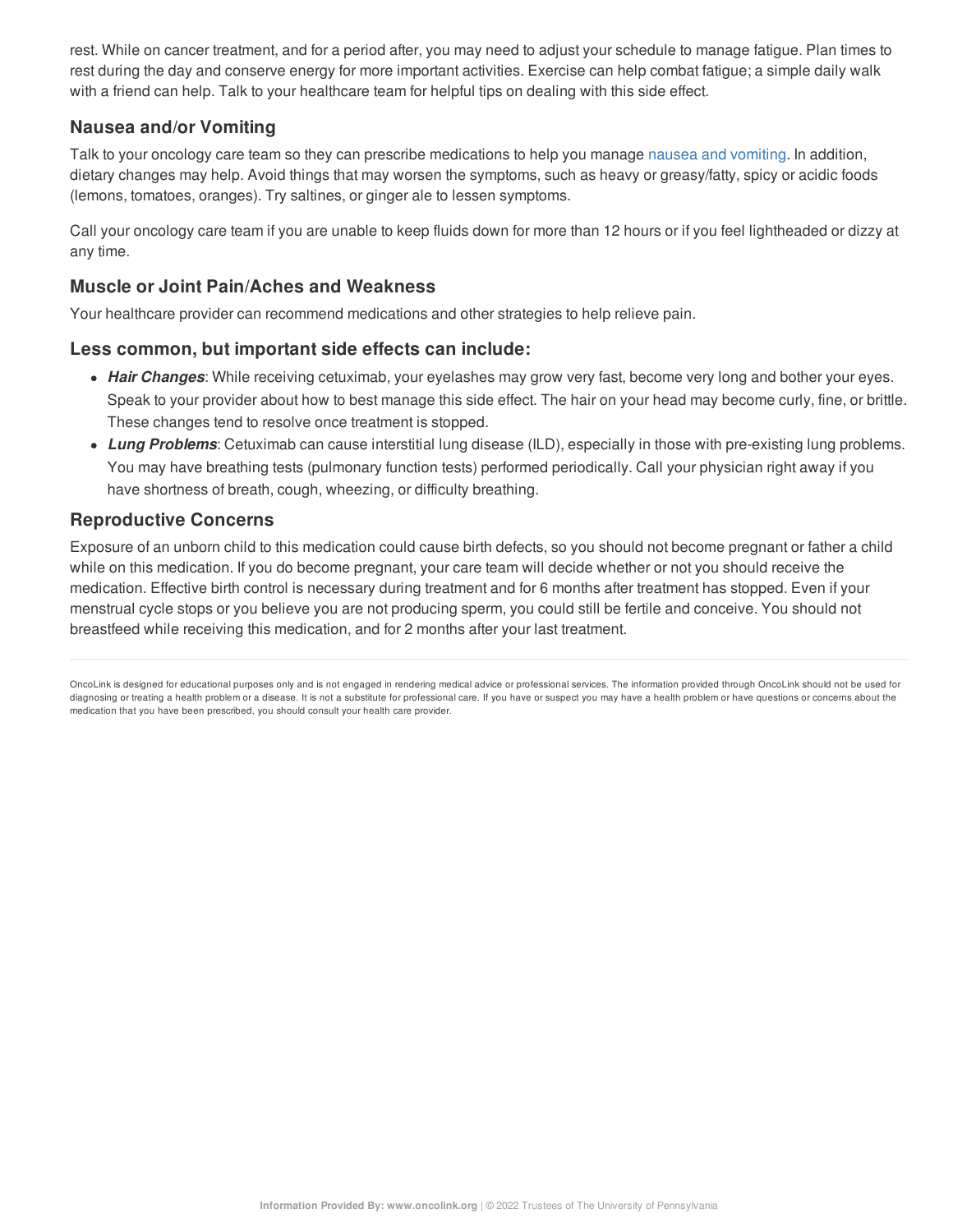rest. While on cancer treatment, and for a period after, you may need to adjust your schedule to manage fatigue. Plan times to rest during the day and conserve energy for more important activities. Exercise can help combat fatigue; a simple daily walk with a friend can help. Talk to your healthcare team for helpful tips on dealing with this side effect.

## Nausea and/or Vomiting

Talk to your oncology care team so they can prescribe medications to help you manage nausea and vomiting. In addition, dietary changes may help. Avoid things that may worsen the symptoms, such as heavy or greasy/fatty, spicy or acidic foods (lemons, tomatoes, oranges). Try saltines, or ginger ale to lessen symptoms.

Call your oncology care team if you are unable to keep fluids down for more than 12 hours or if you feel lightheaded or dizzy at any time.

## Muscle or Joint Pain/Aches and Weakness

Your healthcare provider can recommend medications and other strategies to help relieve pain.

## Less common, but important side effects can include:

- ***Hair Changes***: While receiving cetuximab, your eyelashes may grow very fast, become very long and bother your eyes. Speak to your provider about how to best manage this side effect. The hair on your head may become curly, fine, or brittle. These changes tend to resolve once treatment is stopped.
- ***Lung Problems***: Cetuximab can cause interstitial lung disease (ILD), especially in those with pre-existing lung problems. You may have breathing tests (pulmonary function tests) performed periodically. Call your physician right away if you have shortness of breath, cough, wheezing, or difficulty breathing.

## Reproductive Concerns

Exposure of an unborn child to this medication could cause birth defects, so you should not become pregnant or father a child while on this medication. If you do become pregnant, your care team will decide whether or not you should receive the medication. Effective birth control is necessary during treatment and for 6 months after treatment has stopped. Even if your menstrual cycle stops or you believe you are not producing sperm, you could still be fertile and conceive. You should not breastfeed while receiving this medication, and for 2 months after your last treatment.

---

OncoLink is designed for educational purposes only and is not engaged in rendering medical advice or professional services. The information provided through OncoLink should not be used for diagnosing or treating a health problem or a disease. It is not a substitute for professional care. If you have or suspect you may have a health problem or have questions or concerns about the medication that you have been prescribed, you should consult your health care provider.